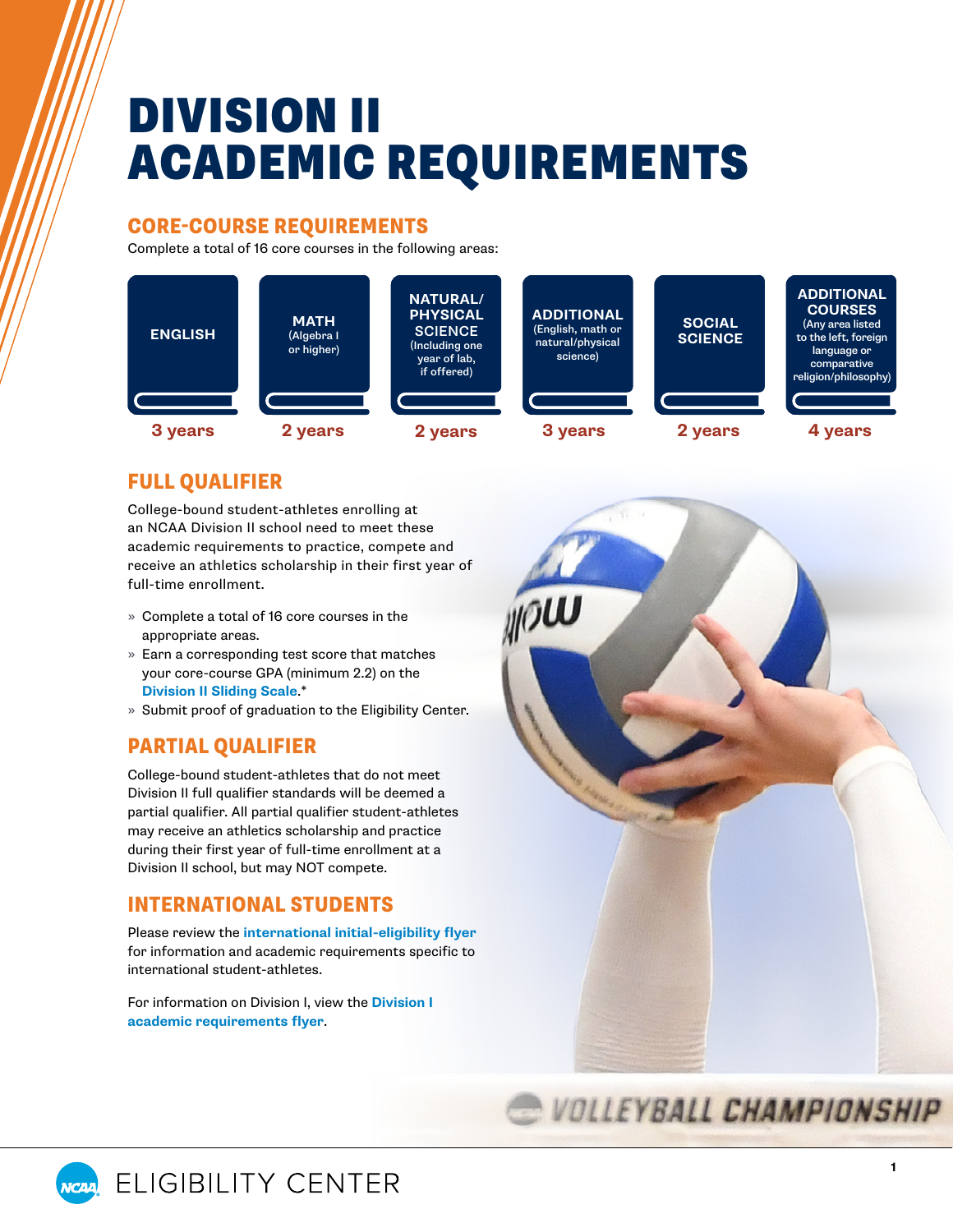# DIVISION II ACADEMIC REQUIREMENTS

## CORE-COURSE REQUIREMENTS

Complete a total of 16 core courses in the following areas:

| ENGLISH | MATH (Algebra I or higher) | NATURAL/PHYSICAL SCIENCE (Including one year of lab, if offered) | ADDITIONAL (English, math or natural/physical science) | SOCIAL SCIENCE | ADDITIONAL COURSES (Any area listed to the left, foreign language or comparative religion/philosophy) |
|---|---|---|---|---|---|
| 3 years | 2 years | 2 years | 3 years | 2 years | 4 years |

## FULL QUALIFIER

College-bound student-athletes enrolling at an NCAA Division II school need to meet these academic requirements to practice, compete and receive an athletics scholarship in their first year of full-time enrollment.

» Complete a total of 16 core courses in the appropriate areas.
» Earn a corresponding test score that matches your core-course GPA (minimum 2.2) on the **Division II Sliding Scale**.*
» Submit proof of graduation to the Eligibility Center.

## PARTIAL QUALIFIER

College-bound student-athletes that do not meet Division II full qualifier standards will be deemed a partial qualifier. All partial qualifier student-athletes may receive an athletics scholarship and practice during their first year of full-time enrollment at a Division II school, but may NOT compete.

## INTERNATIONAL STUDENTS

Please review the **international initial-eligibility flyer** for information and academic requirements specific to international student-athletes.

For information on Division I, view the **Division I academic requirements flyer**.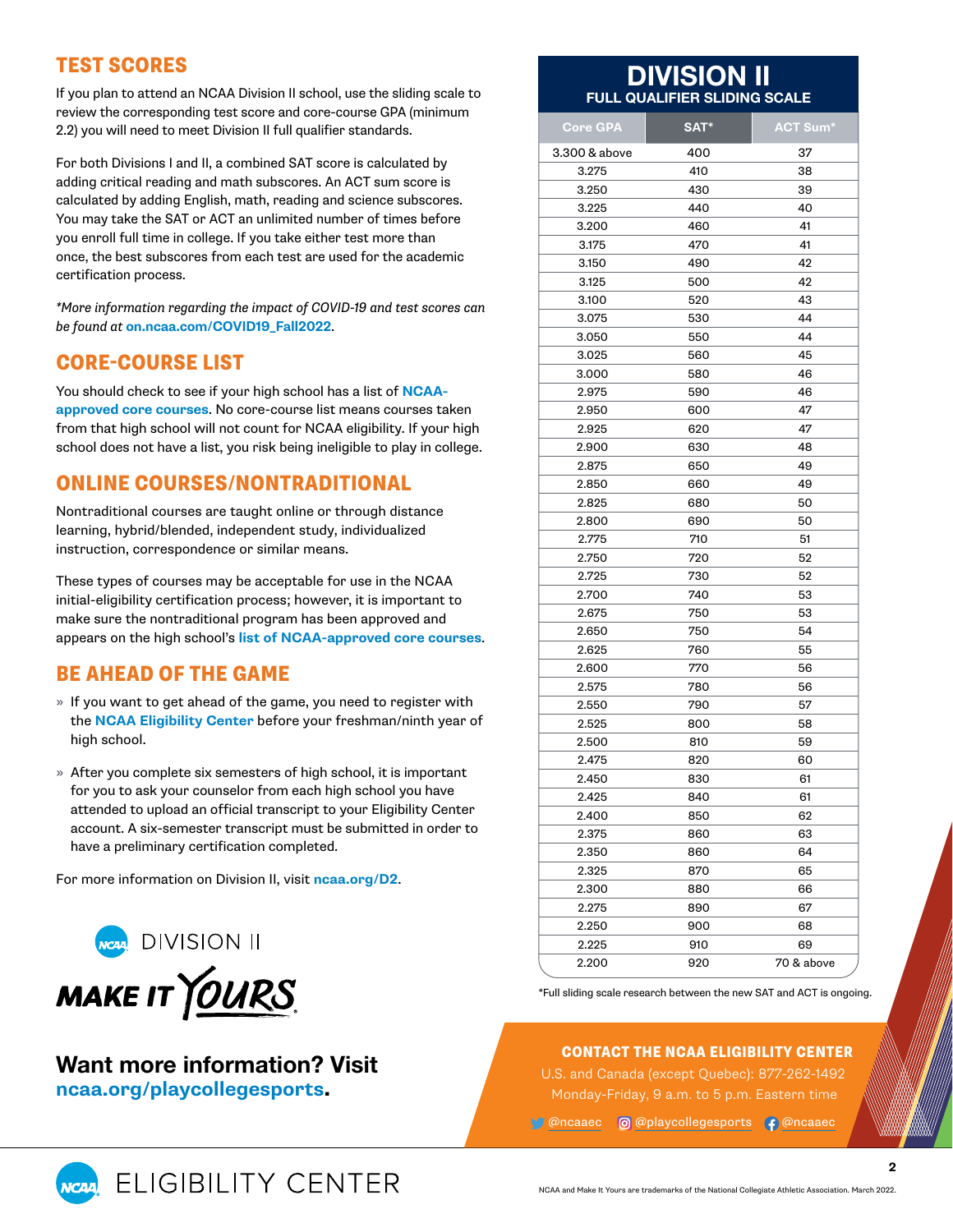## TEST SCORES

If you plan to attend an NCAA Division II school, use the sliding scale to review the corresponding test score and core-course GPA (minimum 2.2) you will need to meet Division II full qualifier standards.

For both Divisions I and II, a combined SAT score is calculated by adding critical reading and math subscores. An ACT sum score is calculated by adding English, math, reading and science subscores. You may take the SAT or ACT an unlimited number of times before you enroll full time in college. If you take either test more than once, the best subscores from each test are used for the academic certification process.

*\*More information regarding the impact of COVID-19 and test scores can be found at* **on.ncaa.com/COVID19_Fall2022**.

## CORE-COURSE LIST

You should check to see if your high school has a list of **NCAA-approved core courses**. No core-course list means courses taken from that high school will not count for NCAA eligibility. If your high school does not have a list, you risk being ineligible to play in college.

## ONLINE COURSES/NONTRADITIONAL

Nontraditional courses are taught online or through distance learning, hybrid/blended, independent study, individualized instruction, correspondence or similar means.

These types of courses may be acceptable for use in the NCAA initial-eligibility certification process; however, it is important to make sure the nontraditional program has been approved and appears on the high school's **list of NCAA-approved core courses**.

## BE AHEAD OF THE GAME

- If you want to get ahead of the game, you need to register with the **NCAA Eligibility Center** before your freshman/ninth year of high school.
- After you complete six semesters of high school, it is important for you to ask your counselor from each high school you have attended to upload an official transcript to your Eligibility Center account. A six-semester transcript must be submitted in order to have a preliminary certification completed.

For more information on Division II, visit **ncaa.org/D2**.

DIVISION II

MAKE IT YOURS

## DIVISION II
### FULL QUALIFIER SLIDING SCALE

| Core GPA | SAT* | ACT Sum* |
|---|---|---|
| 3.300 & above | 400 | 37 |
| 3.275 | 410 | 38 |
| 3.250 | 430 | 39 |
| 3.225 | 440 | 40 |
| 3.200 | 460 | 41 |
| 3.175 | 470 | 41 |
| 3.150 | 490 | 42 |
| 3.125 | 500 | 42 |
| 3.100 | 520 | 43 |
| 3.075 | 530 | 44 |
| 3.050 | 550 | 44 |
| 3.025 | 560 | 45 |
| 3.000 | 580 | 46 |
| 2.975 | 590 | 46 |
| 2.950 | 600 | 47 |
| 2.925 | 620 | 47 |
| 2.900 | 630 | 48 |
| 2.875 | 650 | 49 |
| 2.850 | 660 | 49 |
| 2.825 | 680 | 50 |
| 2.800 | 690 | 50 |
| 2.775 | 710 | 51 |
| 2.750 | 720 | 52 |
| 2.725 | 730 | 52 |
| 2.700 | 740 | 53 |
| 2.675 | 750 | 53 |
| 2.650 | 750 | 54 |
| 2.625 | 760 | 55 |
| 2.600 | 770 | 56 |
| 2.575 | 780 | 56 |
| 2.550 | 790 | 57 |
| 2.525 | 800 | 58 |
| 2.500 | 810 | 59 |
| 2.475 | 820 | 60 |
| 2.450 | 830 | 61 |
| 2.425 | 840 | 61 |
| 2.400 | 850 | 62 |
| 2.375 | 860 | 63 |
| 2.350 | 860 | 64 |
| 2.325 | 870 | 65 |
| 2.300 | 880 | 66 |
| 2.275 | 890 | 67 |
| 2.250 | 900 | 68 |
| 2.225 | 910 | 69 |
| 2.200 | 920 | 70 & above |

\*Full sliding scale research between the new SAT and ACT is ongoing.

## Want more information? Visit ncaa.org/playcollegesports.

**CONTACT THE NCAA ELIGIBILITY CENTER**

U.S. and Canada (except Quebec): 877-262-1492

Monday-Friday, 9 a.m. to 5 p.m. Eastern time

@ncaaec @playcollegesports @ncaaec

ELIGIBILITY CENTER

NCAA and Make It Yours are trademarks of the National Collegiate Athletic Association. March 2022.